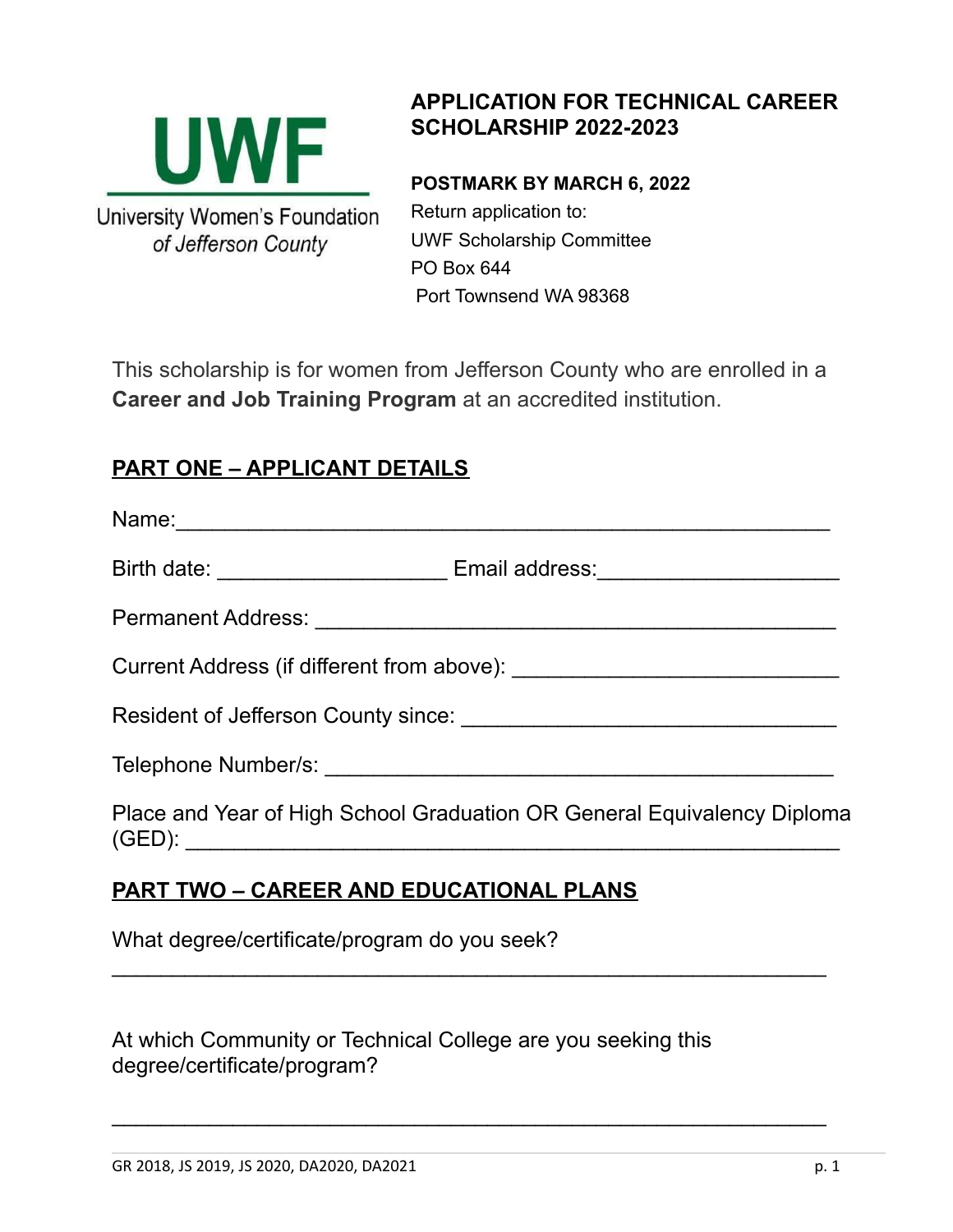UWF

University Women's Foundation *of Jefferson County*

# APPLICATION FOR TECHNICAL CAREER SCHOLARSHIP 2022-2023

**POSTMARK BY MARCH 6, 2022**

Return application to:
UWF Scholarship Committee
PO Box 644
Port Townsend WA 98368

This scholarship is for women from Jefferson County who are enrolled in a **Career and Job Training Program** at an accredited institution.

## PART ONE – APPLICANT DETAILS

Name:_______________________________________________________

Birth date: ___________________ Email address:____________________

Permanent Address: ____________________________________________

Current Address (if different from above): ___________________________

Resident of Jefferson County since: _______________________________

Telephone Number/s: __________________________________________

Place and Year of High School Graduation OR General Equivalency Diploma (GED): ____________________________________________________

## PART TWO – CAREER AND EDUCATIONAL PLANS

What degree/certificate/program do you seek?

____________________________________________________________

At which Community or Technical College are you seeking this degree/certificate/program?

____________________________________________________________

GR 2018, JS 2019, JS 2020, DA2020, DA2021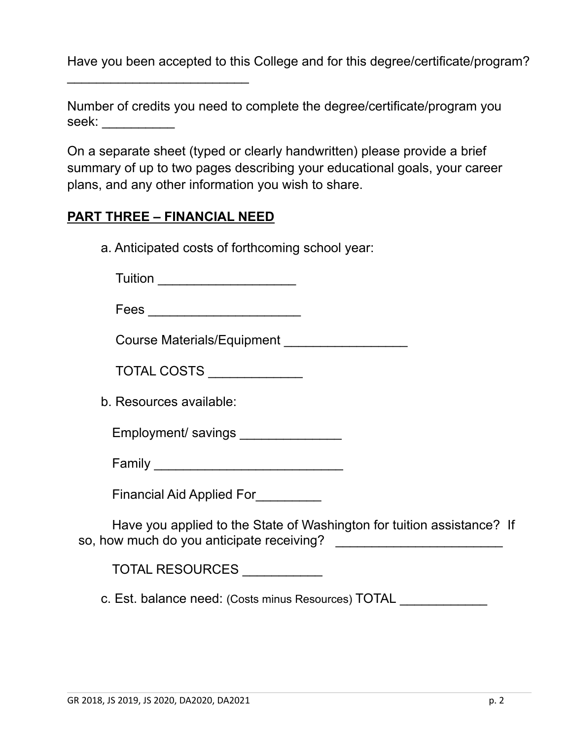Have you been accepted to this College and for this degree/certificate/program? _________________________

Number of credits you need to complete the degree/certificate/program you seek: __________

On a separate sheet (typed or clearly handwritten) please provide a brief summary of up to two pages describing your educational goals, your career plans, and any other information you wish to share.

## PART THREE – FINANCIAL NEED

a. Anticipated costs of forthcoming school year:

Tuition ___________________

Fees _____________________

Course Materials/Equipment _________________

TOTAL COSTS _____________

b. Resources available:

Employment/ savings ______________

Family __________________________

Financial Aid Applied For_________

Have you applied to the State of Washington for tuition assistance? If so, how much do you anticipate receiving? _______________________

TOTAL RESOURCES ___________

c. Est. balance need: (Costs minus Resources) TOTAL ____________

GR 2018, JS 2019, JS 2020, DA2020, DA2021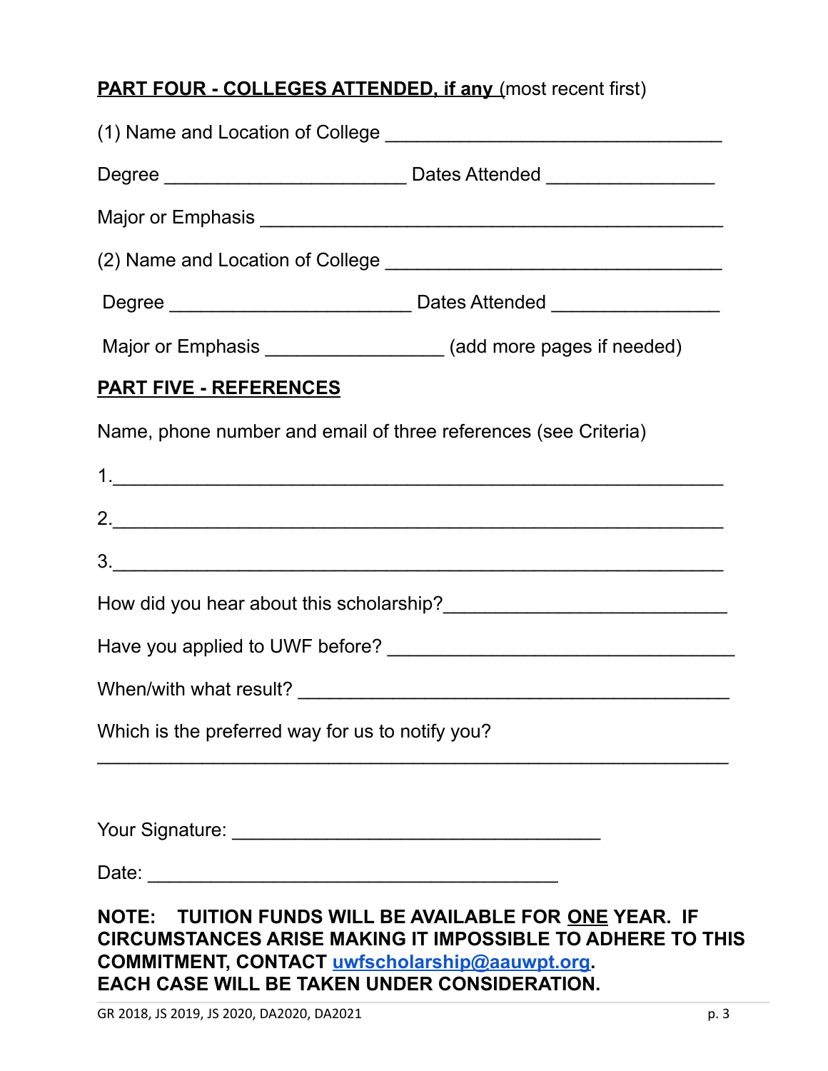**PART FOUR - COLLEGES ATTENDED, if any** (most recent first)

(1) Name and Location of College ________________________________

Degree _______________________ Dates Attended ________________

Major or Emphasis ____________________________________________

(2) Name and Location of College ________________________________

Degree _______________________ Dates Attended ________________

Major or Emphasis _________________ (add more pages if needed)

**PART FIVE - REFERENCES**

Name, phone number and email of three references (see Criteria)

1.___________________________________________________________

2.___________________________________________________________

3.___________________________________________________________

How did you hear about this scholarship?___________________________

Have you applied to UWF before? _________________________________

When/with what result? _________________________________________

Which is the preferred way for us to notify you?

_____________________________________________________________

Your Signature: ___________________________________

Date: _______________________________________

**NOTE: TUITION FUNDS WILL BE AVAILABLE FOR ONE YEAR. IF CIRCUMSTANCES ARISE MAKING IT IMPOSSIBLE TO ADHERE TO THIS COMMITMENT, CONTACT uwfscholarship@aauwpt.org.**
**EACH CASE WILL BE TAKEN UNDER CONSIDERATION.**

GR 2018, JS 2019, JS 2020, DA2020, DA2021